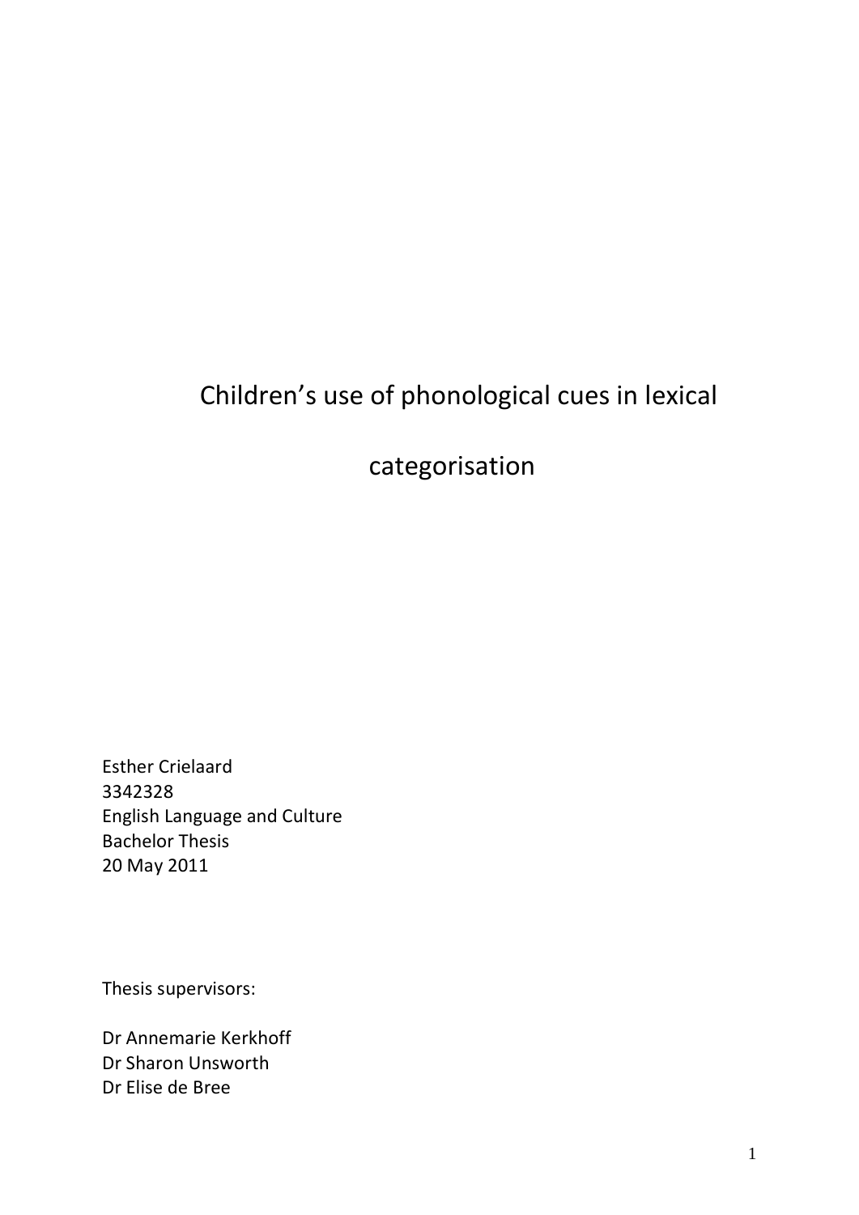# Children's use of phonological cues in lexical categorisation

Esther Crielaard
3342328
English Language and Culture
Bachelor Thesis
20 May 2011

Thesis supervisors:

Dr Annemarie Kerkhoff
Dr Sharon Unsworth
Dr Elise de Bree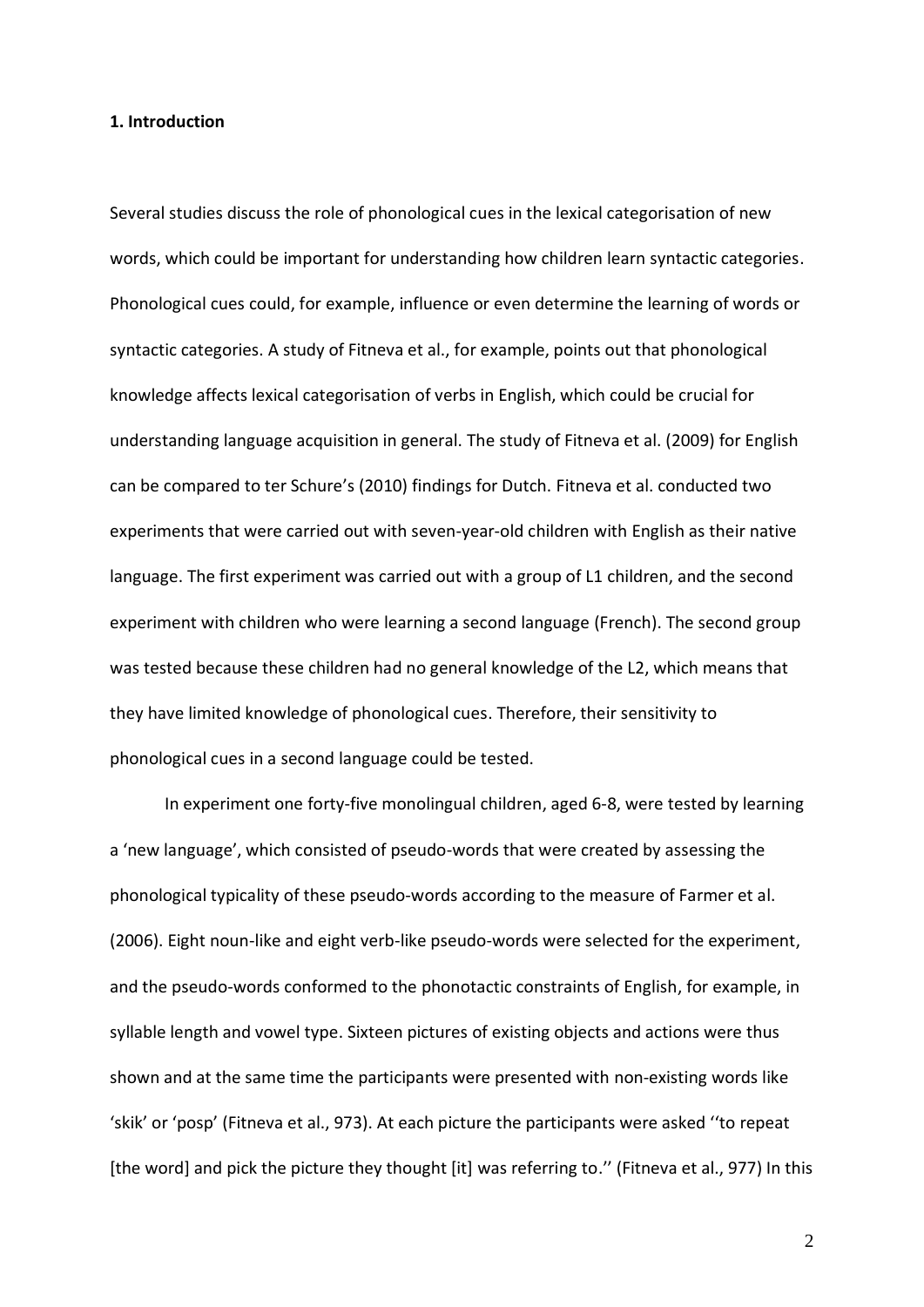### 1. Introduction

Several studies discuss the role of phonological cues in the lexical categorisation of new words, which could be important for understanding how children learn syntactic categories. Phonological cues could, for example, influence or even determine the learning of words or syntactic categories. A study of Fitneva et al., for example, points out that phonological knowledge affects lexical categorisation of verbs in English, which could be crucial for understanding language acquisition in general. The study of Fitneva et al. (2009) for English can be compared to ter Schure's (2010) findings for Dutch. Fitneva et al. conducted two experiments that were carried out with seven-year-old children with English as their native language. The first experiment was carried out with a group of L1 children, and the second experiment with children who were learning a second language (French). The second group was tested because these children had no general knowledge of the L2, which means that they have limited knowledge of phonological cues. Therefore, their sensitivity to phonological cues in a second language could be tested.

In experiment one forty-five monolingual children, aged 6-8, were tested by learning a 'new language', which consisted of pseudo-words that were created by assessing the phonological typicality of these pseudo-words according to the measure of Farmer et al. (2006). Eight noun-like and eight verb-like pseudo-words were selected for the experiment, and the pseudo-words conformed to the phonotactic constraints of English, for example, in syllable length and vowel type. Sixteen pictures of existing objects and actions were thus shown and at the same time the participants were presented with non-existing words like 'skik' or 'posp' (Fitneva et al., 973). At each picture the participants were asked ''to repeat [the word] and pick the picture they thought [it] was referring to.'' (Fitneva et al., 977) In this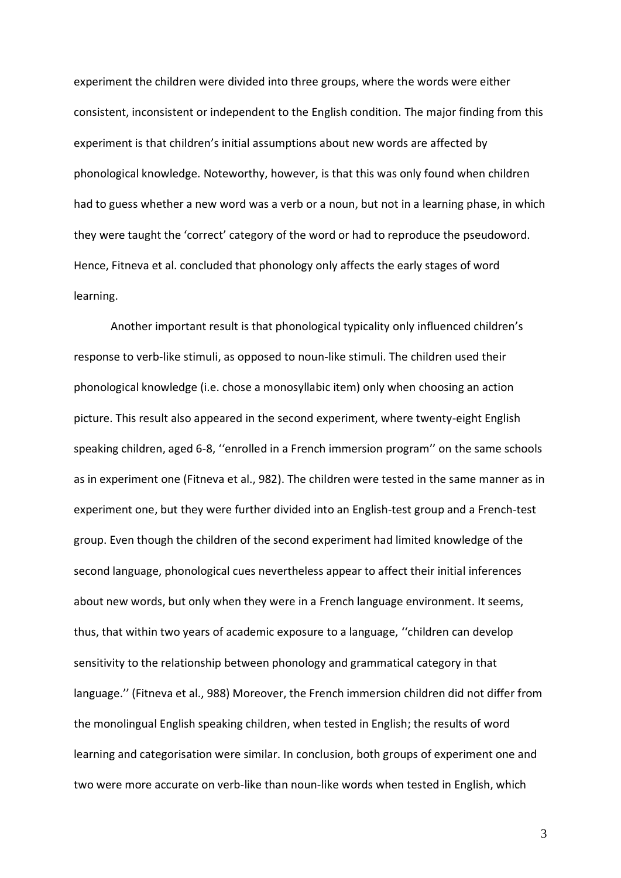experiment the children were divided into three groups, where the words were either consistent, inconsistent or independent to the English condition. The major finding from this experiment is that children's initial assumptions about new words are affected by phonological knowledge. Noteworthy, however, is that this was only found when children had to guess whether a new word was a verb or a noun, but not in a learning phase, in which they were taught the 'correct' category of the word or had to reproduce the pseudoword. Hence, Fitneva et al. concluded that phonology only affects the early stages of word learning.

Another important result is that phonological typicality only influenced children's response to verb-like stimuli, as opposed to noun-like stimuli. The children used their phonological knowledge (i.e. chose a monosyllabic item) only when choosing an action picture. This result also appeared in the second experiment, where twenty-eight English speaking children, aged 6-8, ''enrolled in a French immersion program'' on the same schools as in experiment one (Fitneva et al., 982). The children were tested in the same manner as in experiment one, but they were further divided into an English-test group and a French-test group. Even though the children of the second experiment had limited knowledge of the second language, phonological cues nevertheless appear to affect their initial inferences about new words, but only when they were in a French language environment. It seems, thus, that within two years of academic exposure to a language, ''children can develop sensitivity to the relationship between phonology and grammatical category in that language.'' (Fitneva et al., 988) Moreover, the French immersion children did not differ from the monolingual English speaking children, when tested in English; the results of word learning and categorisation were similar. In conclusion, both groups of experiment one and two were more accurate on verb-like than noun-like words when tested in English, which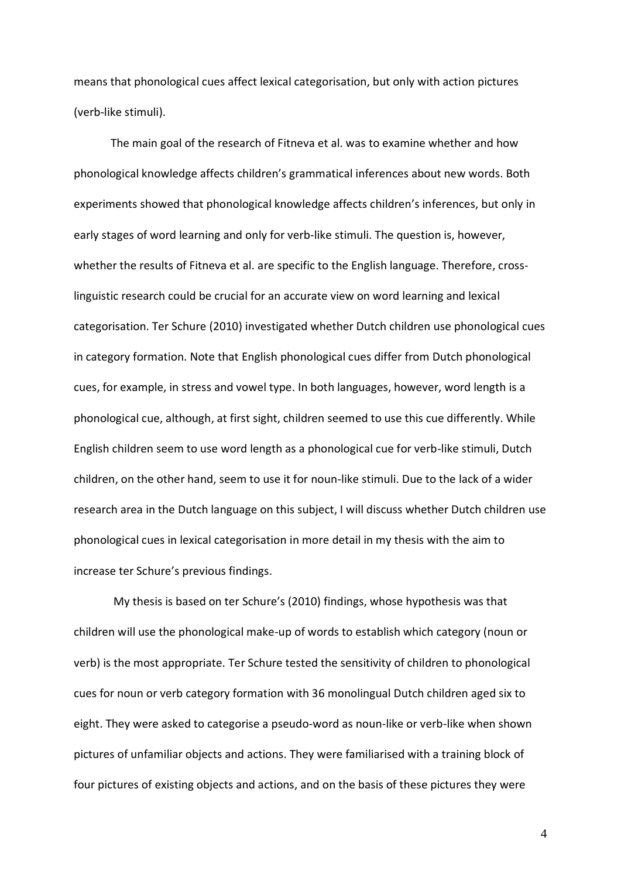means that phonological cues affect lexical categorisation, but only with action pictures (verb-like stimuli).

The main goal of the research of Fitneva et al. was to examine whether and how phonological knowledge affects children's grammatical inferences about new words. Both experiments showed that phonological knowledge affects children's inferences, but only in early stages of word learning and only for verb-like stimuli. The question is, however, whether the results of Fitneva et al. are specific to the English language. Therefore, cross-linguistic research could be crucial for an accurate view on word learning and lexical categorisation. Ter Schure (2010) investigated whether Dutch children use phonological cues in category formation. Note that English phonological cues differ from Dutch phonological cues, for example, in stress and vowel type. In both languages, however, word length is a phonological cue, although, at first sight, children seemed to use this cue differently. While English children seem to use word length as a phonological cue for verb-like stimuli, Dutch children, on the other hand, seem to use it for noun-like stimuli. Due to the lack of a wider research area in the Dutch language on this subject, I will discuss whether Dutch children use phonological cues in lexical categorisation in more detail in my thesis with the aim to increase ter Schure's previous findings.

My thesis is based on ter Schure's (2010) findings, whose hypothesis was that children will use the phonological make-up of words to establish which category (noun or verb) is the most appropriate. Ter Schure tested the sensitivity of children to phonological cues for noun or verb category formation with 36 monolingual Dutch children aged six to eight. They were asked to categorise a pseudo-word as noun-like or verb-like when shown pictures of unfamiliar objects and actions. They were familiarised with a training block of four pictures of existing objects and actions, and on the basis of these pictures they were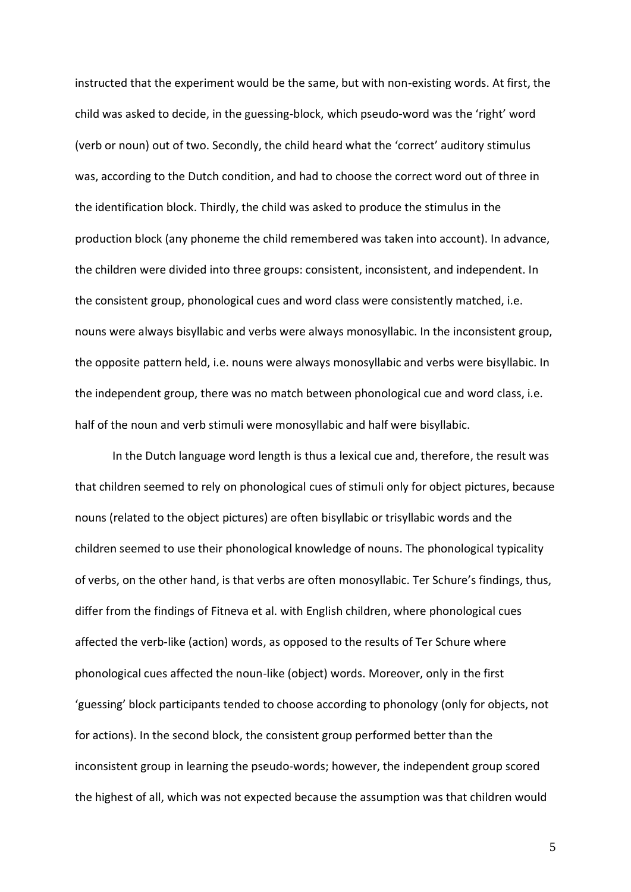instructed that the experiment would be the same, but with non-existing words. At first, the child was asked to decide, in the guessing-block, which pseudo-word was the 'right' word (verb or noun) out of two. Secondly, the child heard what the 'correct' auditory stimulus was, according to the Dutch condition, and had to choose the correct word out of three in the identification block. Thirdly, the child was asked to produce the stimulus in the production block (any phoneme the child remembered was taken into account). In advance, the children were divided into three groups: consistent, inconsistent, and independent. In the consistent group, phonological cues and word class were consistently matched, i.e. nouns were always bisyllabic and verbs were always monosyllabic. In the inconsistent group, the opposite pattern held, i.e. nouns were always monosyllabic and verbs were bisyllabic. In the independent group, there was no match between phonological cue and word class, i.e. half of the noun and verb stimuli were monosyllabic and half were bisyllabic.

In the Dutch language word length is thus a lexical cue and, therefore, the result was that children seemed to rely on phonological cues of stimuli only for object pictures, because nouns (related to the object pictures) are often bisyllabic or trisyllabic words and the children seemed to use their phonological knowledge of nouns. The phonological typicality of verbs, on the other hand, is that verbs are often monosyllabic. Ter Schure's findings, thus, differ from the findings of Fitneva et al. with English children, where phonological cues affected the verb-like (action) words, as opposed to the results of Ter Schure where phonological cues affected the noun-like (object) words. Moreover, only in the first 'guessing' block participants tended to choose according to phonology (only for objects, not for actions). In the second block, the consistent group performed better than the inconsistent group in learning the pseudo-words; however, the independent group scored the highest of all, which was not expected because the assumption was that children would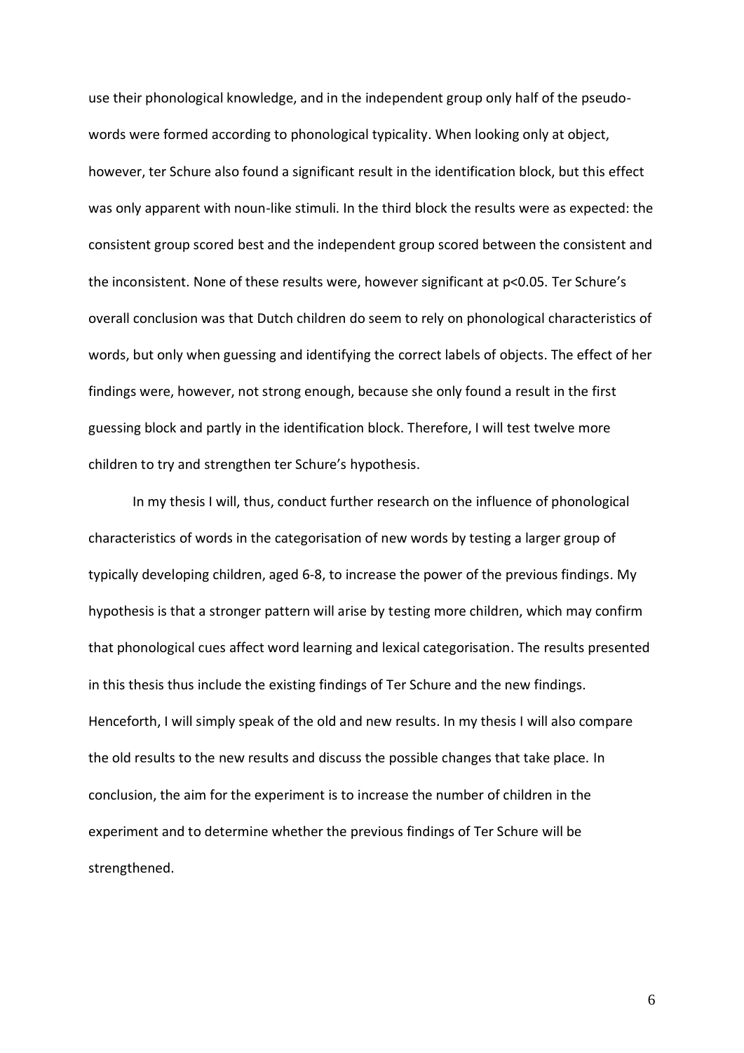use their phonological knowledge, and in the independent group only half of the pseudo-words were formed according to phonological typicality. When looking only at object, however, ter Schure also found a significant result in the identification block, but this effect was only apparent with noun-like stimuli. In the third block the results were as expected: the consistent group scored best and the independent group scored between the consistent and the inconsistent. None of these results were, however significant at $p<0.05$. Ter Schure's overall conclusion was that Dutch children do seem to rely on phonological characteristics of words, but only when guessing and identifying the correct labels of objects. The effect of her findings were, however, not strong enough, because she only found a result in the first guessing block and partly in the identification block. Therefore, I will test twelve more children to try and strengthen ter Schure's hypothesis.

In my thesis I will, thus, conduct further research on the influence of phonological characteristics of words in the categorisation of new words by testing a larger group of typically developing children, aged 6-8, to increase the power of the previous findings. My hypothesis is that a stronger pattern will arise by testing more children, which may confirm that phonological cues affect word learning and lexical categorisation. The results presented in this thesis thus include the existing findings of Ter Schure and the new findings. Henceforth, I will simply speak of the old and new results. In my thesis I will also compare the old results to the new results and discuss the possible changes that take place. In conclusion, the aim for the experiment is to increase the number of children in the experiment and to determine whether the previous findings of Ter Schure will be strengthened.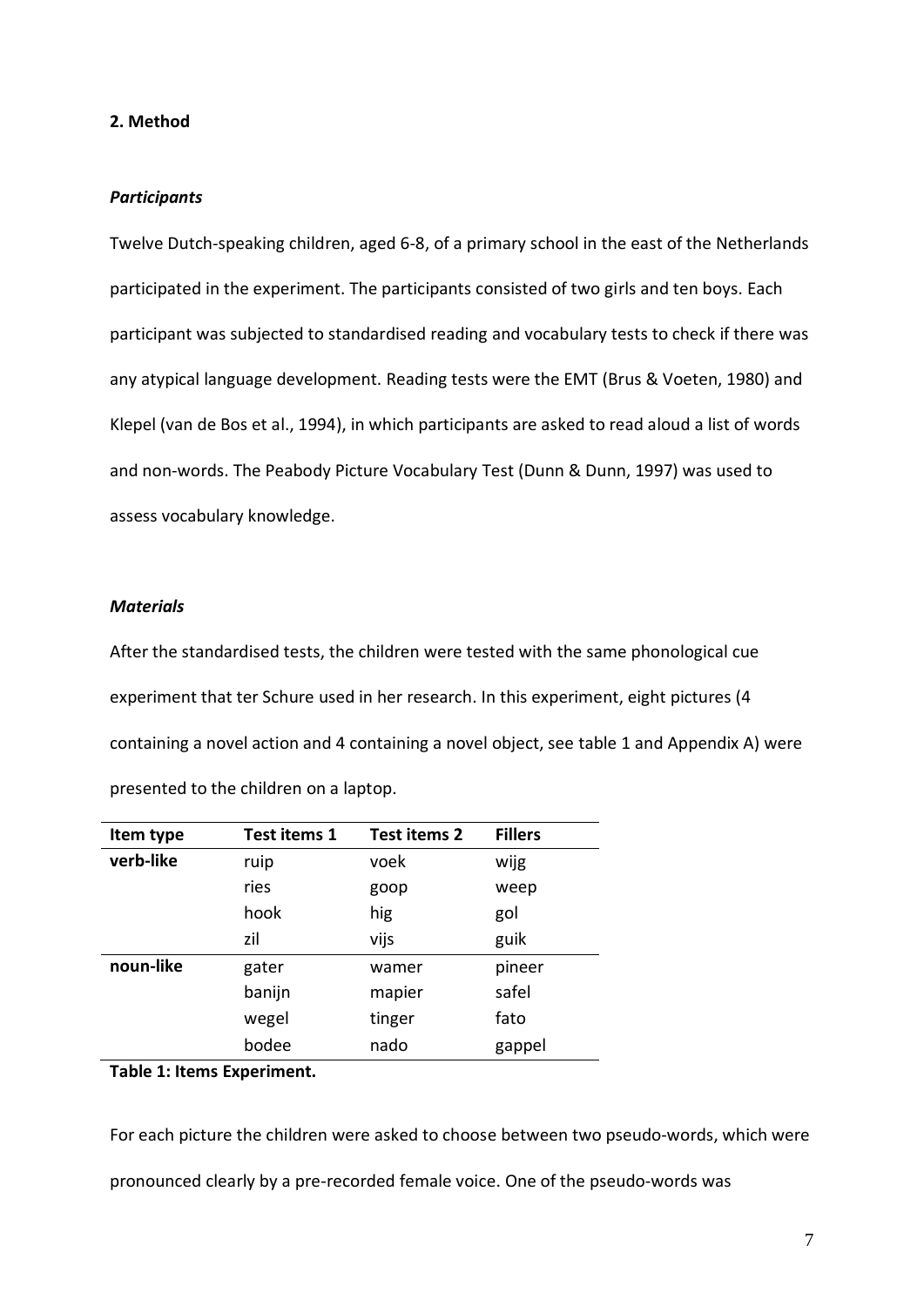## 2. Method

### *Participants*

Twelve Dutch-speaking children, aged 6-8, of a primary school in the east of the Netherlands participated in the experiment. The participants consisted of two girls and ten boys. Each participant was subjected to standardised reading and vocabulary tests to check if there was any atypical language development. Reading tests were the EMT (Brus & Voeten, 1980) and Klepel (van de Bos et al., 1994), in which participants are asked to read aloud a list of words and non-words. The Peabody Picture Vocabulary Test (Dunn & Dunn, 1997) was used to assess vocabulary knowledge.

### *Materials*

After the standardised tests, the children were tested with the same phonological cue experiment that ter Schure used in her research. In this experiment, eight pictures (4 containing a novel action and 4 containing a novel object, see table 1 and Appendix A) were presented to the children on a laptop.

| Item type | Test items 1 | Test items 2 | Fillers |
|---|---|---|---|
| **verb-like** | ruip | voek | wijg |
| | ries | goop | weep |
| | hook | hig | gol |
| | zil | vijs | guik |
| **noun-like** | gater | wamer | pineer |
| | banijn | mapier | safel |
| | wegel | tinger | fato |
| | bodee | nado | gappel |

**Table 1: Items Experiment.**

For each picture the children were asked to choose between two pseudo-words, which were pronounced clearly by a pre-recorded female voice. One of the pseudo-words was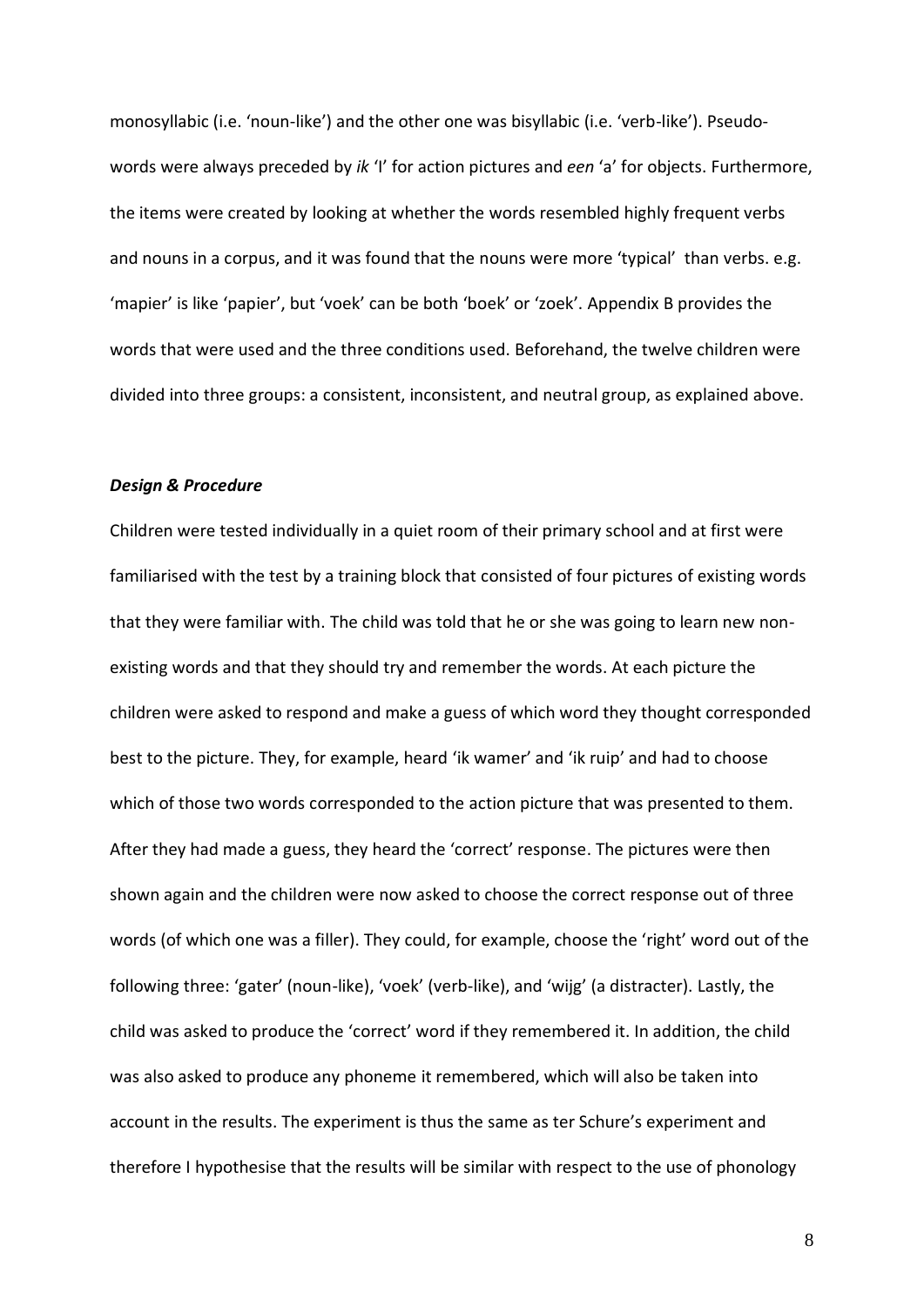monosyllabic (i.e. 'noun-like') and the other one was bisyllabic (i.e. 'verb-like'). Pseudo-words were always preceded by *ik* 'I' for action pictures and *een* 'a' for objects. Furthermore, the items were created by looking at whether the words resembled highly frequent verbs and nouns in a corpus, and it was found that the nouns were more 'typical' than verbs. e.g. 'mapier' is like 'papier', but 'voek' can be both 'boek' or 'zoek'. Appendix B provides the words that were used and the three conditions used. Beforehand, the twelve children were divided into three groups: a consistent, inconsistent, and neutral group, as explained above.

### *Design & Procedure*

Children were tested individually in a quiet room of their primary school and at first were familiarised with the test by a training block that consisted of four pictures of existing words that they were familiar with. The child was told that he or she was going to learn new non-existing words and that they should try and remember the words. At each picture the children were asked to respond and make a guess of which word they thought corresponded best to the picture. They, for example, heard 'ik wamer' and 'ik ruip' and had to choose which of those two words corresponded to the action picture that was presented to them. After they had made a guess, they heard the 'correct' response. The pictures were then shown again and the children were now asked to choose the correct response out of three words (of which one was a filler). They could, for example, choose the 'right' word out of the following three: 'gater' (noun-like), 'voek' (verb-like), and 'wijg' (a distracter). Lastly, the child was asked to produce the 'correct' word if they remembered it. In addition, the child was also asked to produce any phoneme it remembered, which will also be taken into account in the results. The experiment is thus the same as ter Schure's experiment and therefore I hypothesise that the results will be similar with respect to the use of phonology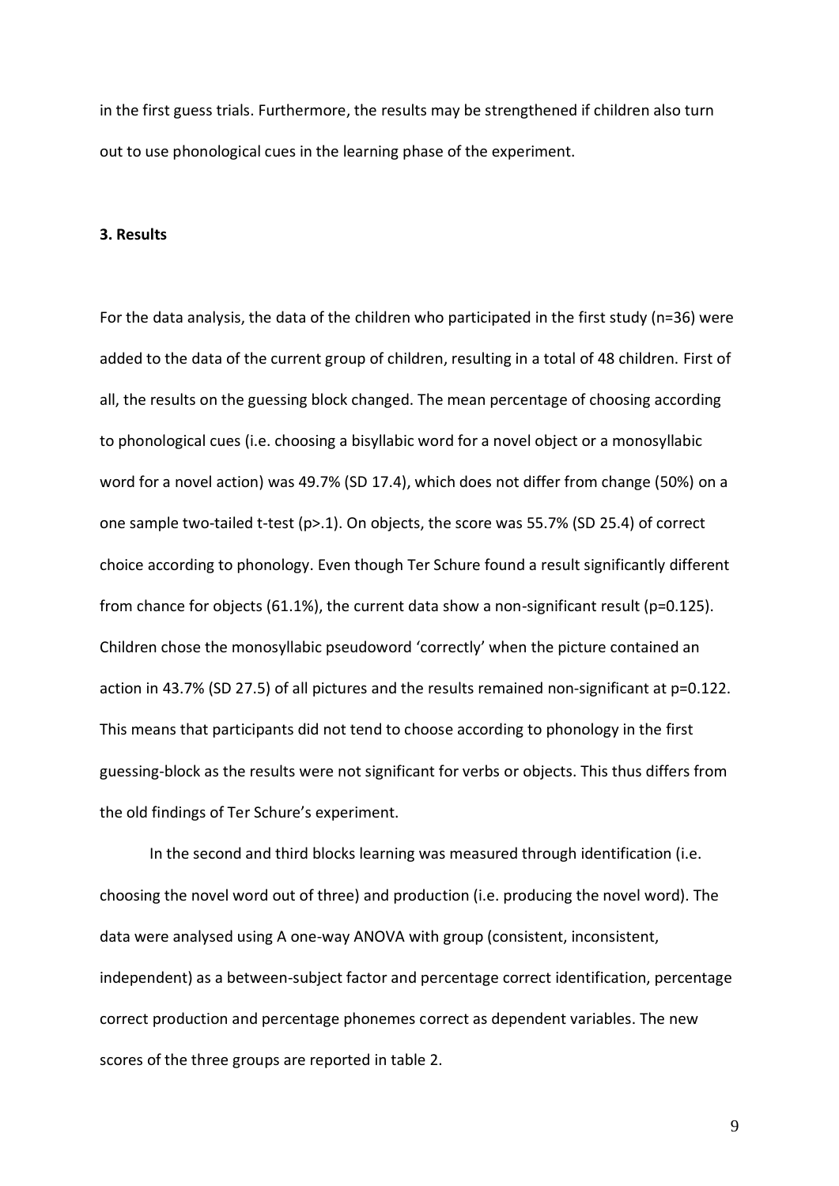in the first guess trials. Furthermore, the results may be strengthened if children also turn out to use phonological cues in the learning phase of the experiment.

### 3. Results

For the data analysis, the data of the children who participated in the first study (n=36) were added to the data of the current group of children, resulting in a total of 48 children. First of all, the results on the guessing block changed. The mean percentage of choosing according to phonological cues (i.e. choosing a bisyllabic word for a novel object or a monosyllabic word for a novel action) was 49.7% (SD 17.4), which does not differ from change (50%) on a one sample two-tailed t-test ($p>.1$). On objects, the score was 55.7% (SD 25.4) of correct choice according to phonology. Even though Ter Schure found a result significantly different from chance for objects (61.1%), the current data show a non-significant result ($p=0.125$). Children chose the monosyllabic pseudoword 'correctly' when the picture contained an action in 43.7% (SD 27.5) of all pictures and the results remained non-significant at $p=0.122$. This means that participants did not tend to choose according to phonology in the first guessing-block as the results were not significant for verbs or objects. This thus differs from the old findings of Ter Schure's experiment.

In the second and third blocks learning was measured through identification (i.e. choosing the novel word out of three) and production (i.e. producing the novel word). The data were analysed using A one-way ANOVA with group (consistent, inconsistent, independent) as a between-subject factor and percentage correct identification, percentage correct production and percentage phonemes correct as dependent variables. The new scores of the three groups are reported in table 2.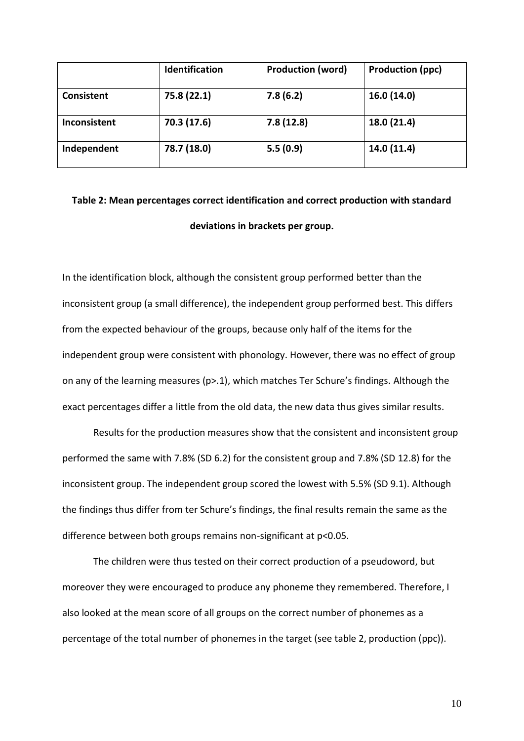| | Identification | Production (word) | Production (ppc) |
|---|---|---|---|
| **Consistent** | 75.8 (22.1) | 7.8 (6.2) | 16.0 (14.0) |
| **Inconsistent** | 70.3 (17.6) | 7.8 (12.8) | 18.0 (21.4) |
| **Independent** | 78.7 (18.0) | 5.5 (0.9) | 14.0 (11.4) |

**Table 2: Mean percentages correct identification and correct production with standard deviations in brackets per group.**

In the identification block, although the consistent group performed better than the inconsistent group (a small difference), the independent group performed best. This differs from the expected behaviour of the groups, because only half of the items for the independent group were consistent with phonology. However, there was no effect of group on any of the learning measures ($p > .1$), which matches Ter Schure's findings. Although the exact percentages differ a little from the old data, the new data thus gives similar results.

Results for the production measures show that the consistent and inconsistent group performed the same with 7.8% (SD 6.2) for the consistent group and 7.8% (SD 12.8) for the inconsistent group. The independent group scored the lowest with 5.5% (SD 9.1). Although the findings thus differ from ter Schure's findings, the final results remain the same as the difference between both groups remains non-significant at $p < 0.05$.

The children were thus tested on their correct production of a pseudoword, but moreover they were encouraged to produce any phoneme they remembered. Therefore, I also looked at the mean score of all groups on the correct number of phonemes as a percentage of the total number of phonemes in the target (see table 2, production (ppc)).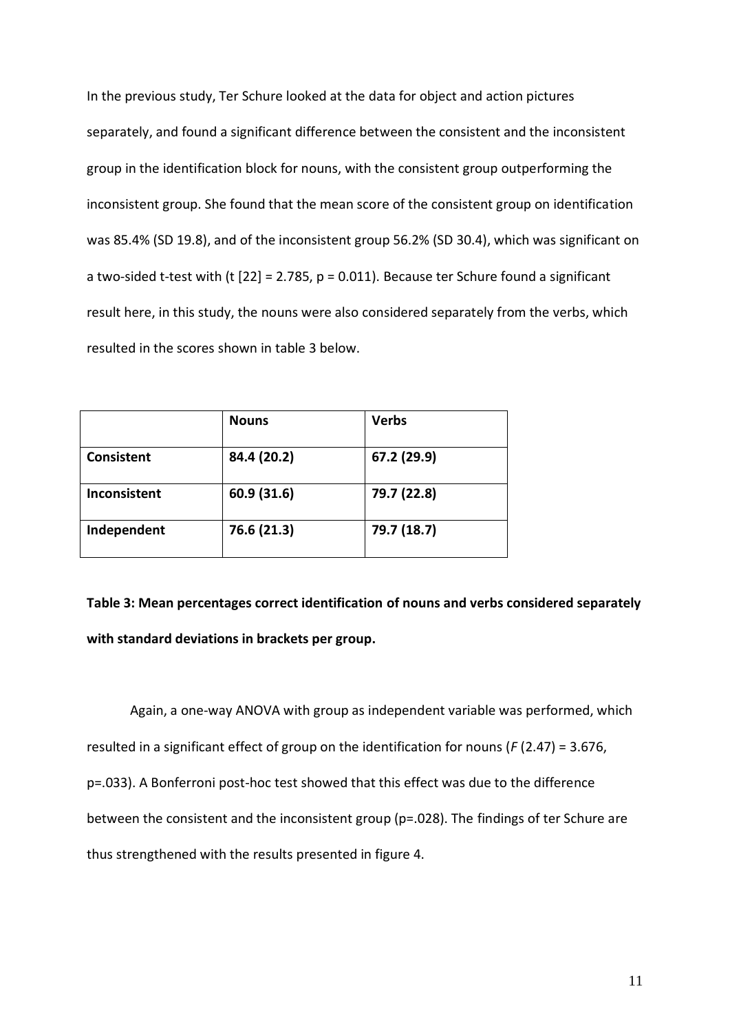In the previous study, Ter Schure looked at the data for object and action pictures separately, and found a significant difference between the consistent and the inconsistent group in the identification block for nouns, with the consistent group outperforming the inconsistent group. She found that the mean score of the consistent group on identification was 85.4% (SD 19.8), and of the inconsistent group 56.2% (SD 30.4), which was significant on a two-sided t-test with ($t$ [22] = 2.785, $p$ = 0.011). Because ter Schure found a significant result here, in this study, the nouns were also considered separately from the verbs, which resulted in the scores shown in table 3 below.

| | **Nouns** | **Verbs** |
|---|---|---|
| **Consistent** | **84.4 (20.2)** | **67.2 (29.9)** |
| **Inconsistent** | **60.9 (31.6)** | **79.7 (22.8)** |
| **Independent** | **76.6 (21.3)** | **79.7 (18.7)** |

**Table 3: Mean percentages correct identification of nouns and verbs considered separately with standard deviations in brackets per group.**

Again, a one-way ANOVA with group as independent variable was performed, which resulted in a significant effect of group on the identification for nouns ($F$ (2.47) = 3.676, $p$=.033). A Bonferroni post-hoc test showed that this effect was due to the difference between the consistent and the inconsistent group ($p$=.028). The findings of ter Schure are thus strengthened with the results presented in figure 4.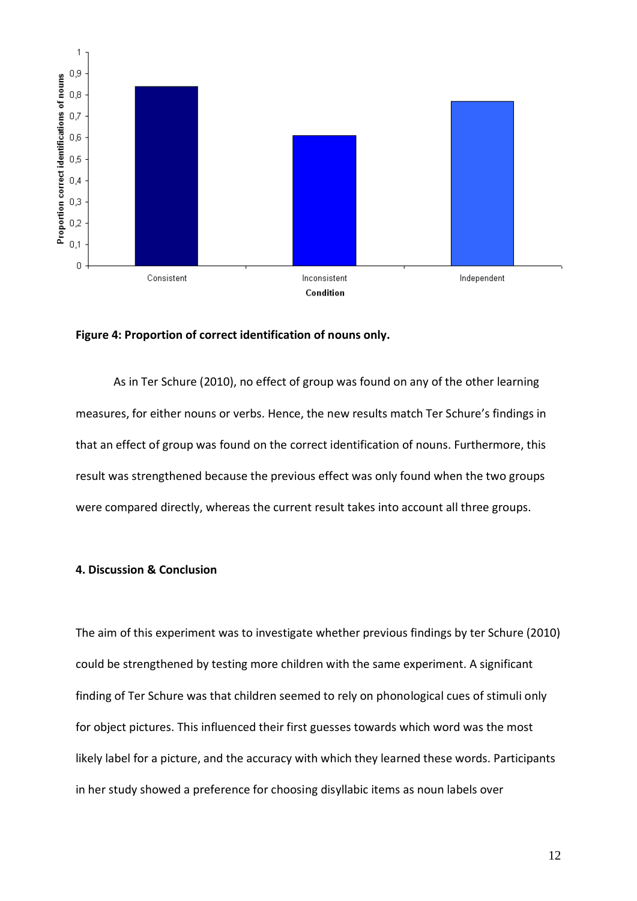**Figure 4: Proportion of correct identification of nouns only.**

As in Ter Schure (2010), no effect of group was found on any of the other learning measures, for either nouns or verbs. Hence, the new results match Ter Schure's findings in that an effect of group was found on the correct identification of nouns. Furthermore, this result was strengthened because the previous effect was only found when the two groups were compared directly, whereas the current result takes into account all three groups.

## 4. Discussion & Conclusion

The aim of this experiment was to investigate whether previous findings by ter Schure (2010) could be strengthened by testing more children with the same experiment. A significant finding of Ter Schure was that children seemed to rely on phonological cues of stimuli only for object pictures. This influenced their first guesses towards which word was the most likely label for a picture, and the accuracy with which they learned these words. Participants in her study showed a preference for choosing disyllabic items as noun labels over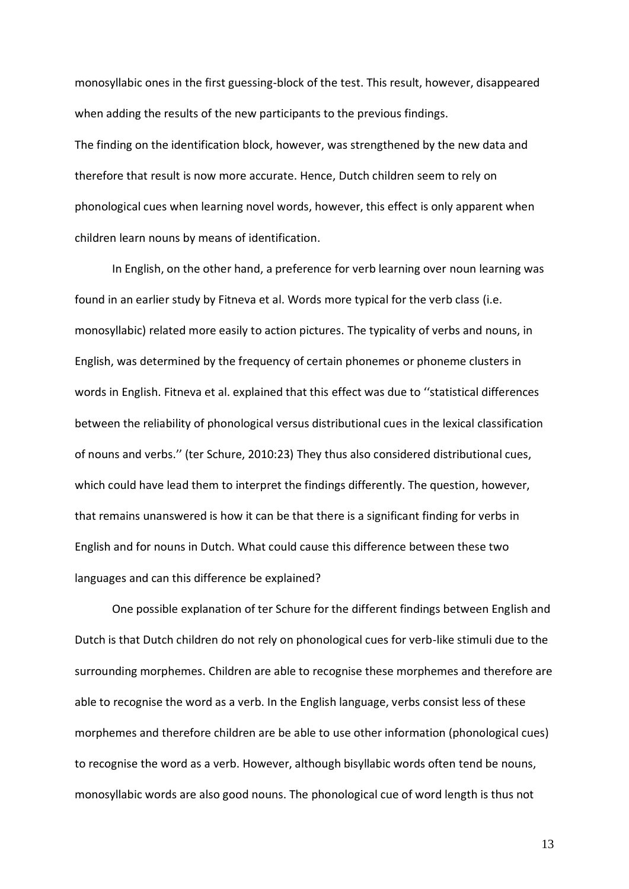monosyllabic ones in the first guessing-block of the test. This result, however, disappeared when adding the results of the new participants to the previous findings.
The finding on the identification block, however, was strengthened by the new data and therefore that result is now more accurate. Hence, Dutch children seem to rely on phonological cues when learning novel words, however, this effect is only apparent when children learn nouns by means of identification.

In English, on the other hand, a preference for verb learning over noun learning was found in an earlier study by Fitneva et al. Words more typical for the verb class (i.e. monosyllabic) related more easily to action pictures. The typicality of verbs and nouns, in English, was determined by the frequency of certain phonemes or phoneme clusters in words in English. Fitneva et al. explained that this effect was due to ''statistical differences between the reliability of phonological versus distributional cues in the lexical classification of nouns and verbs.'' (ter Schure, 2010:23) They thus also considered distributional cues, which could have lead them to interpret the findings differently. The question, however, that remains unanswered is how it can be that there is a significant finding for verbs in English and for nouns in Dutch. What could cause this difference between these two languages and can this difference be explained?

One possible explanation of ter Schure for the different findings between English and Dutch is that Dutch children do not rely on phonological cues for verb-like stimuli due to the surrounding morphemes. Children are able to recognise these morphemes and therefore are able to recognise the word as a verb. In the English language, verbs consist less of these morphemes and therefore children are be able to use other information (phonological cues) to recognise the word as a verb. However, although bisyllabic words often tend be nouns, monosyllabic words are also good nouns. The phonological cue of word length is thus not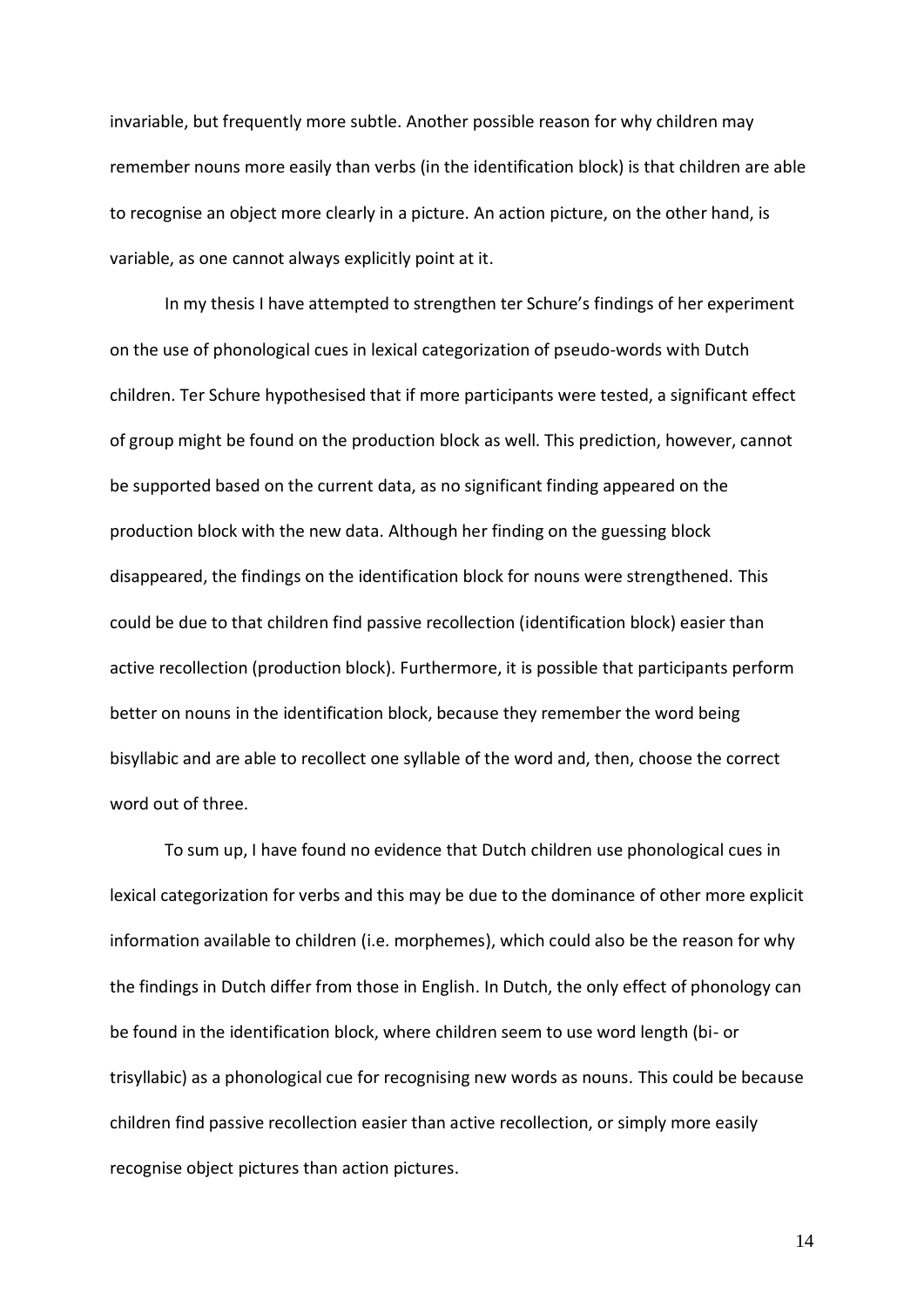invariable, but frequently more subtle. Another possible reason for why children may remember nouns more easily than verbs (in the identification block) is that children are able to recognise an object more clearly in a picture. An action picture, on the other hand, is variable, as one cannot always explicitly point at it.

In my thesis I have attempted to strengthen ter Schure's findings of her experiment on the use of phonological cues in lexical categorization of pseudo-words with Dutch children. Ter Schure hypothesised that if more participants were tested, a significant effect of group might be found on the production block as well. This prediction, however, cannot be supported based on the current data, as no significant finding appeared on the production block with the new data. Although her finding on the guessing block disappeared, the findings on the identification block for nouns were strengthened. This could be due to that children find passive recollection (identification block) easier than active recollection (production block). Furthermore, it is possible that participants perform better on nouns in the identification block, because they remember the word being bisyllabic and are able to recollect one syllable of the word and, then, choose the correct word out of three.

To sum up, I have found no evidence that Dutch children use phonological cues in lexical categorization for verbs and this may be due to the dominance of other more explicit information available to children (i.e. morphemes), which could also be the reason for why the findings in Dutch differ from those in English. In Dutch, the only effect of phonology can be found in the identification block, where children seem to use word length (bi- or trisyllabic) as a phonological cue for recognising new words as nouns. This could be because children find passive recollection easier than active recollection, or simply more easily recognise object pictures than action pictures.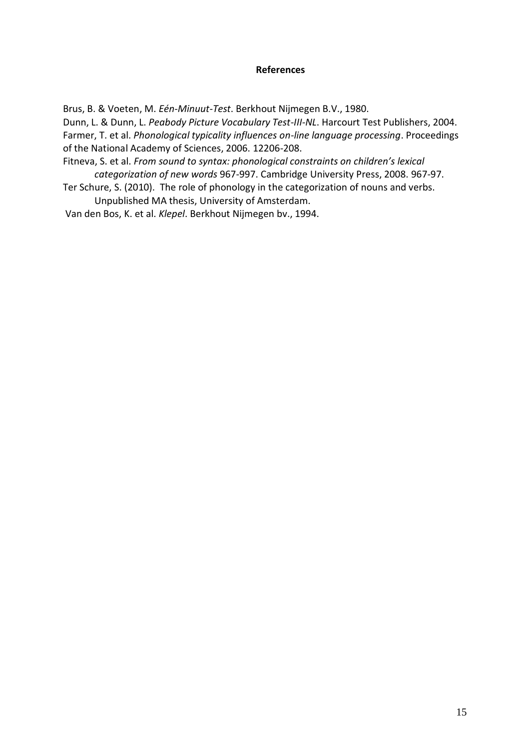## References

Brus, B. & Voeten, M. *Eén-Minuut-Test*. Berkhout Nijmegen B.V., 1980.

Dunn, L. & Dunn, L. *Peabody Picture Vocabulary Test-III-NL*. Harcourt Test Publishers, 2004.

Farmer, T. et al. *Phonological typicality influences on-line language processing*. Proceedings of the National Academy of Sciences, 2006. 12206-208.

Fitneva, S. et al. *From sound to syntax: phonological constraints on children's lexical categorization of new words* 967-997. Cambridge University Press, 2008. 967-97.

Ter Schure, S. (2010). The role of phonology in the categorization of nouns and verbs. Unpublished MA thesis, University of Amsterdam.

Van den Bos, K. et al. *Klepel*. Berkhout Nijmegen bv., 1994.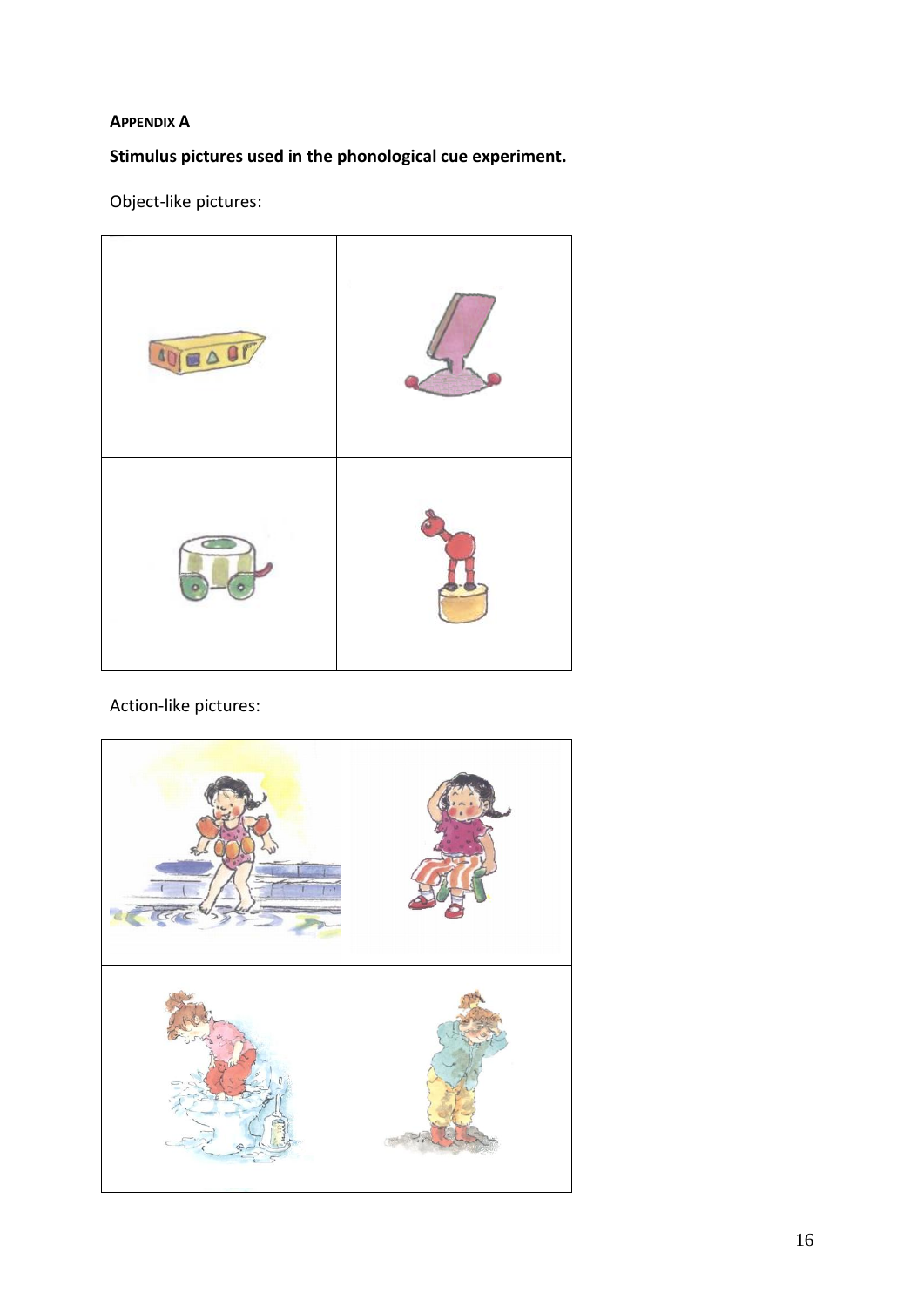**APPENDIX A**

**Stimulus pictures used in the phonological cue experiment.**

Object-like pictures:

Action-like pictures: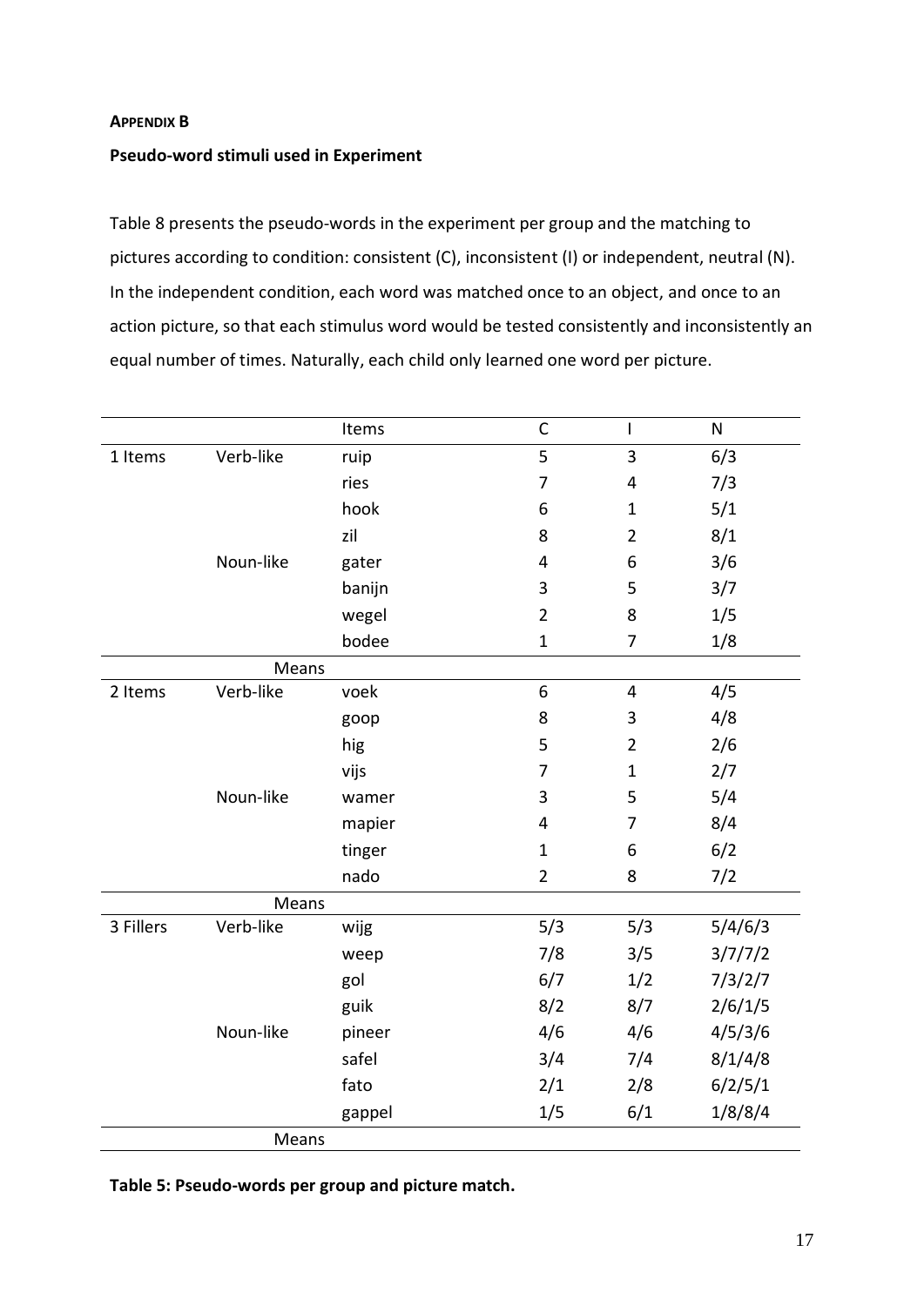**APPENDIX B**

**Pseudo-word stimuli used in Experiment**

Table 8 presents the pseudo-words in the experiment per group and the matching to pictures according to condition: consistent (C), inconsistent (I) or independent, neutral (N). In the independent condition, each word was matched once to an object, and once to an action picture, so that each stimulus word would be tested consistently and inconsistently an equal number of times. Naturally, each child only learned one word per picture.

| | | Items | C | I | N |
|---|---|---|---|---|---|
| 1 Items | Verb-like | ruip | 5 | 3 | 6/3 |
| | | ries | 7 | 4 | 7/3 |
| | | hook | 6 | 1 | 5/1 |
| | | zil | 8 | 2 | 8/1 |
| | Noun-like | gater | 4 | 6 | 3/6 |
| | | banijn | 3 | 5 | 3/7 |
| | | wegel | 2 | 8 | 1/5 |
| | | bodee | 1 | 7 | 1/8 |
| | Means | | | | |
| 2 Items | Verb-like | voek | 6 | 4 | 4/5 |
| | | goop | 8 | 3 | 4/8 |
| | | hig | 5 | 2 | 2/6 |
| | | vijs | 7 | 1 | 2/7 |
| | Noun-like | wamer | 3 | 5 | 5/4 |
| | | mapier | 4 | 7 | 8/4 |
| | | tinger | 1 | 6 | 6/2 |
| | | nado | 2 | 8 | 7/2 |
| | Means | | | | |
| 3 Fillers | Verb-like | wijg | 5/3 | 5/3 | 5/4/6/3 |
| | | weep | 7/8 | 3/5 | 3/7/7/2 |
| | | gol | 6/7 | 1/2 | 7/3/2/7 |
| | | guik | 8/2 | 8/7 | 2/6/1/5 |
| | Noun-like | pineer | 4/6 | 4/6 | 4/5/3/6 |
| | | safel | 3/4 | 7/4 | 8/1/4/8 |
| | | fato | 2/1 | 2/8 | 6/2/5/1 |
| | | gappel | 1/5 | 6/1 | 1/8/8/4 |
| | Means | | | | |

**Table 5: Pseudo-words per group and picture match.**